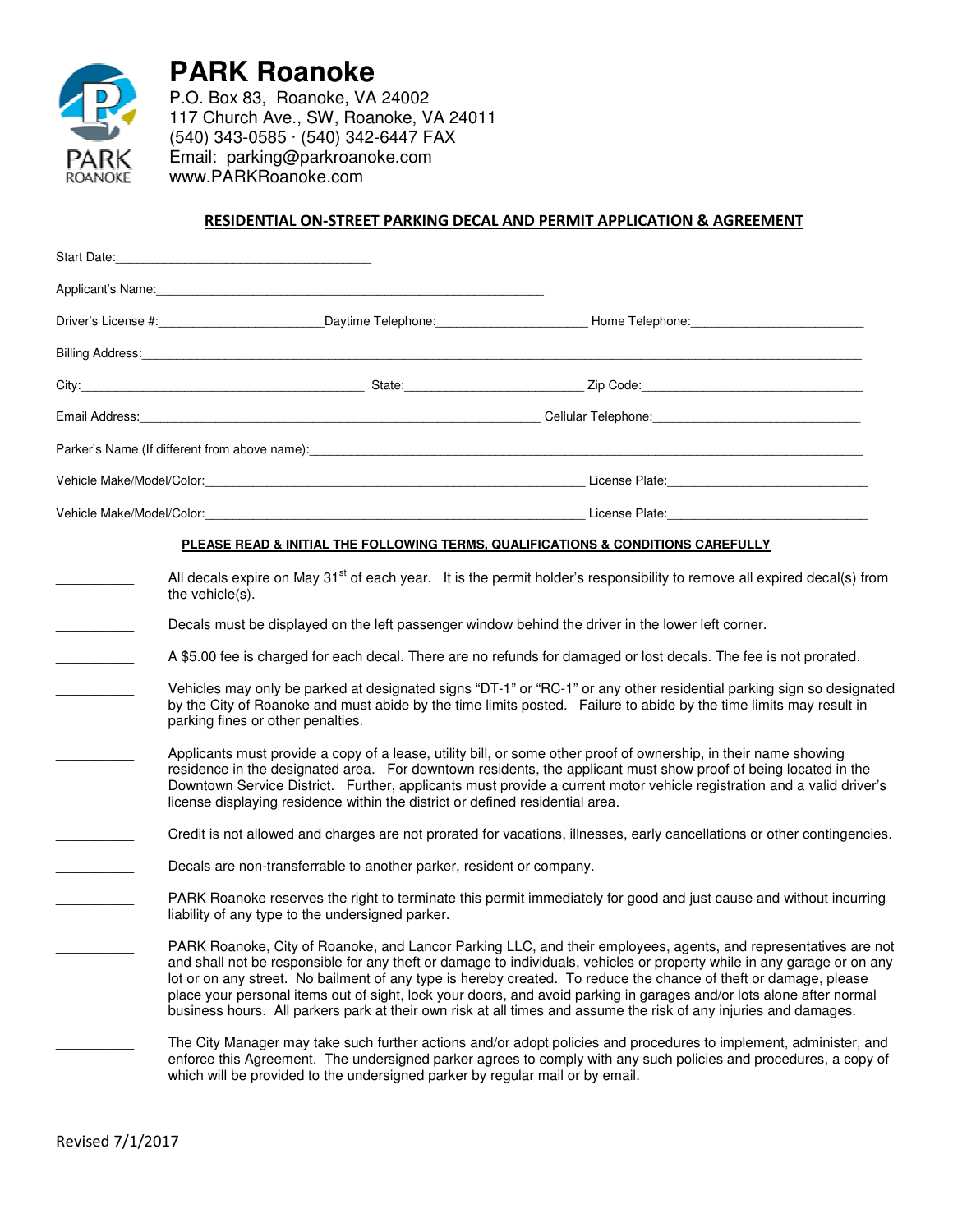# PARK Roanoke

P.O. Box 83, Roanoke, VA 24002
117 Church Ave., SW, Roanoke, VA 24011
(540) 343-0585 · (540) 342-6447 FAX
Email: parking@parkroanoke.com
www.PARKRoanoke.com

## RESIDENTIAL ON-STREET PARKING DECAL AND PERMIT APPLICATION & AGREEMENT

Start Date:___________________________________

Applicant's Name:_______________________________________________________

Driver's License #:_______________________ Daytime Telephone:_____________________ Home Telephone:________________________

Billing Address:_____________________________________________________________________________________________________

City:________________________________________ State:_________________________ Zip Code:_______________________________

Email Address:________________________________________________________ Cellular Telephone:_____________________________

Parker's Name (If different from above name):___________________________________________________________________________

Vehicle Make/Model/Color:_____________________________________________________ License Plate:___________________________

Vehicle Make/Model/Color:_____________________________________________________ License Plate:___________________________

**PLEASE READ & INITIAL THE FOLLOWING TERMS, QUALIFICATIONS & CONDITIONS CAREFULLY**

__________ All decals expire on May 31st of each year. It is the permit holder's responsibility to remove all expired decal(s) from the vehicle(s).

__________ Decals must be displayed on the left passenger window behind the driver in the lower left corner.

__________ A $5.00 fee is charged for each decal. There are no refunds for damaged or lost decals. The fee is not prorated.

__________ Vehicles may only be parked at designated signs "DT-1" or "RC-1" or any other residential parking sign so designated by the City of Roanoke and must abide by the time limits posted. Failure to abide by the time limits may result in parking fines or other penalties.

__________ Applicants must provide a copy of a lease, utility bill, or some other proof of ownership, in their name showing residence in the designated area. For downtown residents, the applicant must show proof of being located in the Downtown Service District. Further, applicants must provide a current motor vehicle registration and a valid driver's license displaying residence within the district or defined residential area.

__________ Credit is not allowed and charges are not prorated for vacations, illnesses, early cancellations or other contingencies.

__________ Decals are non-transferrable to another parker, resident or company.

__________ PARK Roanoke reserves the right to terminate this permit immediately for good and just cause and without incurring liability of any type to the undersigned parker.

__________ PARK Roanoke, City of Roanoke, and Lancor Parking LLC, and their employees, agents, and representatives are not and shall not be responsible for any theft or damage to individuals, vehicles or property while in any garage or on any lot or on any street. No bailment of any type is hereby created. To reduce the chance of theft or damage, please place your personal items out of sight, lock your doors, and avoid parking in garages and/or lots alone after normal business hours. All parkers park at their own risk at all times and assume the risk of any injuries and damages.

__________ The City Manager may take such further actions and/or adopt policies and procedures to implement, administer, and enforce this Agreement. The undersigned parker agrees to comply with any such policies and procedures, a copy of which will be provided to the undersigned parker by regular mail or by email.

Revised 7/1/2017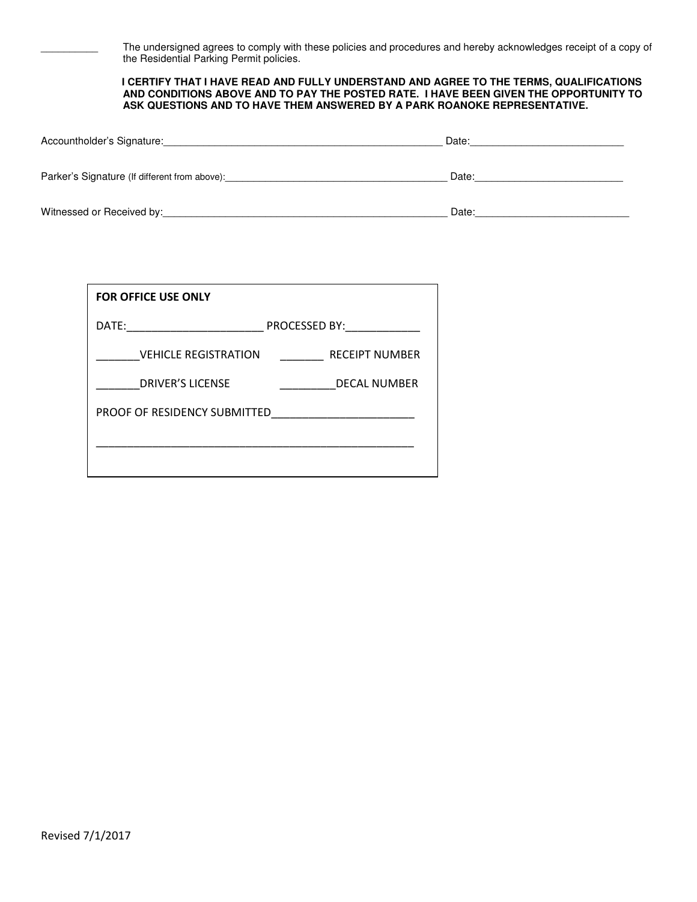__________ The undersigned agrees to comply with these policies and procedures and hereby acknowledges receipt of a copy of the Residential Parking Permit policies.

**I CERTIFY THAT I HAVE READ AND FULLY UNDERSTAND AND AGREE TO THE TERMS, QUALIFICATIONS AND CONDITIONS ABOVE AND TO PAY THE POSTED RATE. I HAVE BEEN GIVEN THE OPPORTUNITY TO ASK QUESTIONS AND TO HAVE THEM ANSWERED BY A PARK ROANOKE REPRESENTATIVE.**

Accountholder's Signature:___________________________________________________ Date:___________________________

Parker's Signature (If different from above):_________________________________________ Date:__________________________

Witnessed or Received by:____________________________________________________ Date:___________________________

**FOR OFFICE USE ONLY**

DATE:______________________ PROCESSED BY:____________

_______VEHICLE REGISTRATION _______ RECEIPT NUMBER

_______DRIVER'S LICENSE _________DECAL NUMBER

PROOF OF RESIDENCY SUBMITTED_______________________

______________________________________________________

Revised 7/1/2017